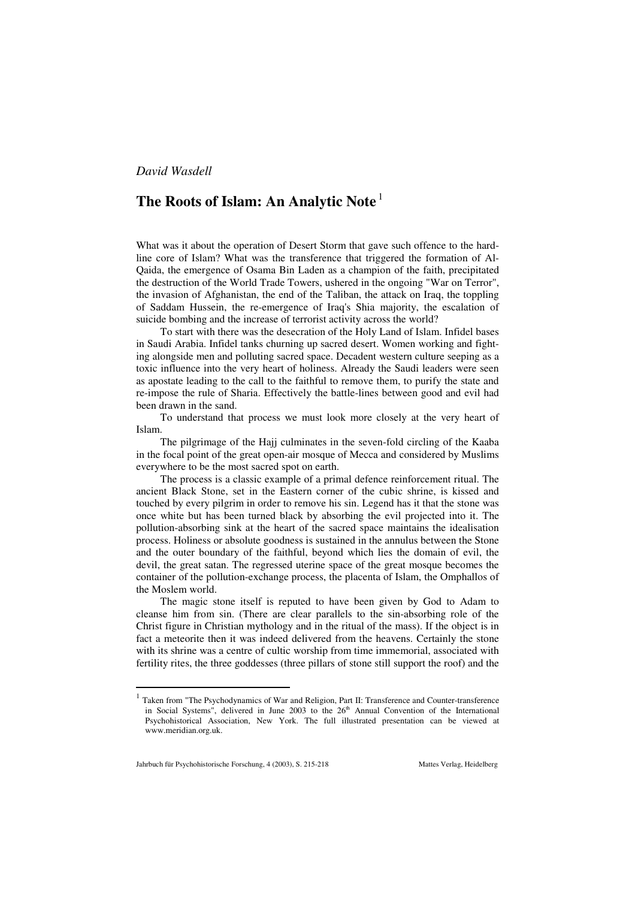*David Wasdell*

# The Roots of Islam: An Analytic Note[1]

What was it about the operation of Desert Storm that gave such offence to the hard-line core of Islam? What was the transference that triggered the formation of Al-Qaida, the emergence of Osama Bin Laden as a champion of the faith, precipitated the destruction of the World Trade Towers, ushered in the ongoing "War on Terror", the invasion of Afghanistan, the end of the Taliban, the attack on Iraq, the toppling of Saddam Hussein, the re-emergence of Iraq's Shia majority, the escalation of suicide bombing and the increase of terrorist activity across the world?

To start with there was the desecration of the Holy Land of Islam. Infidel bases in Saudi Arabia. Infidel tanks churning up sacred desert. Women working and fighting alongside men and polluting sacred space. Decadent western culture seeping as a toxic influence into the very heart of holiness. Already the Saudi leaders were seen as apostate leading to the call to the faithful to remove them, to purify the state and re-impose the rule of Sharia. Effectively the battle-lines between good and evil had been drawn in the sand.

To understand that process we must look more closely at the very heart of Islam.

The pilgrimage of the Hajj culminates in the seven-fold circling of the Kaaba in the focal point of the great open-air mosque of Mecca and considered by Muslims everywhere to be the most sacred spot on earth.

The process is a classic example of a primal defence reinforcement ritual. The ancient Black Stone, set in the Eastern corner of the cubic shrine, is kissed and touched by every pilgrim in order to remove his sin. Legend has it that the stone was once white but has been turned black by absorbing the evil projected into it. The pollution-absorbing sink at the heart of the sacred space maintains the idealisation process. Holiness or absolute goodness is sustained in the annulus between the Stone and the outer boundary of the faithful, beyond which lies the domain of evil, the devil, the great satan. The regressed uterine space of the great mosque becomes the container of the pollution-exchange process, the placenta of Islam, the Omphallos of the Moslem world.

The magic stone itself is reputed to have been given by God to Adam to cleanse him from sin. (There are clear parallels to the sin-absorbing role of the Christ figure in Christian mythology and in the ritual of the mass). If the object is in fact a meteorite then it was indeed delivered from the heavens. Certainly the stone with its shrine was a centre of cultic worship from time immemorial, associated with fertility rites, the three goddesses (three pillars of stone still support the roof) and the

[1] Taken from "The Psychodynamics of War and Religion, Part II: Transference and Counter-transference in Social Systems", delivered in June 2003 to the 26th Annual Convention of the International Psychohistorical Association, New York. The full illustrated presentation can be viewed at www.meridian.org.uk.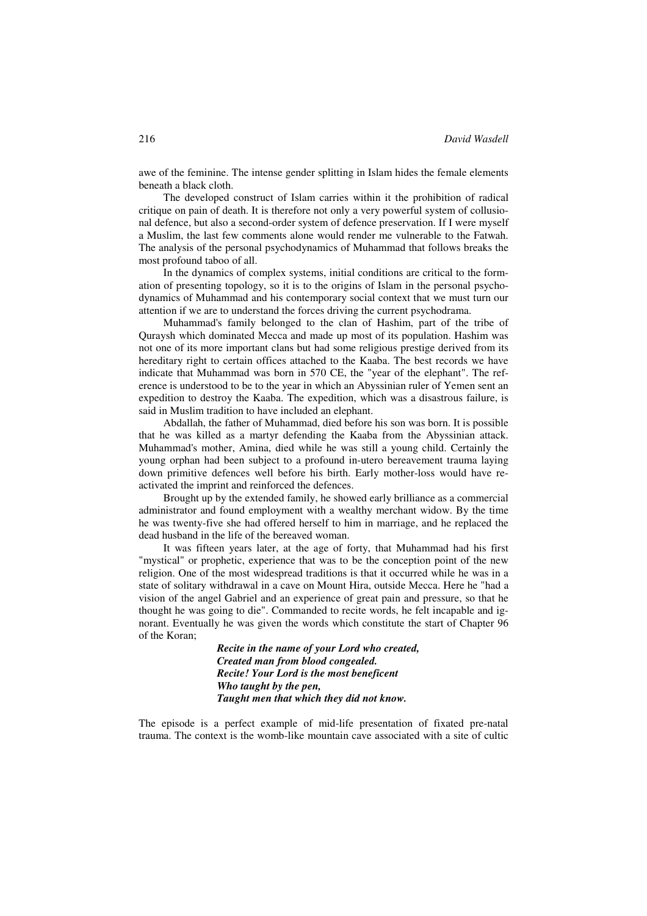awe of the feminine. The intense gender splitting in Islam hides the female elements beneath a black cloth.

The developed construct of Islam carries within it the prohibition of radical critique on pain of death. It is therefore not only a very powerful system of collusional defence, but also a second-order system of defence preservation. If I were myself a Muslim, the last few comments alone would render me vulnerable to the Fatwah. The analysis of the personal psychodynamics of Muhammad that follows breaks the most profound taboo of all.

In the dynamics of complex systems, initial conditions are critical to the formation of presenting topology, so it is to the origins of Islam in the personal psychodynamics of Muhammad and his contemporary social context that we must turn our attention if we are to understand the forces driving the current psychodrama.

Muhammad's family belonged to the clan of Hashim, part of the tribe of Quraysh which dominated Mecca and made up most of its population. Hashim was not one of its more important clans but had some religious prestige derived from its hereditary right to certain offices attached to the Kaaba. The best records we have indicate that Muhammad was born in 570 CE, the "year of the elephant". The reference is understood to be to the year in which an Abyssinian ruler of Yemen sent an expedition to destroy the Kaaba. The expedition, which was a disastrous failure, is said in Muslim tradition to have included an elephant.

Abdallah, the father of Muhammad, died before his son was born. It is possible that he was killed as a martyr defending the Kaaba from the Abyssinian attack. Muhammad's mother, Amina, died while he was still a young child. Certainly the young orphan had been subject to a profound in-utero bereavement trauma laying down primitive defences well before his birth. Early mother-loss would have reactivated the imprint and reinforced the defences.

Brought up by the extended family, he showed early brilliance as a commercial administrator and found employment with a wealthy merchant widow. By the time he was twenty-five she had offered herself to him in marriage, and he replaced the dead husband in the life of the bereaved woman.

It was fifteen years later, at the age of forty, that Muhammad had his first "mystical" or prophetic, experience that was to be the conception point of the new religion. One of the most widespread traditions is that it occurred while he was in a state of solitary withdrawal in a cave on Mount Hira, outside Mecca. Here he "had a vision of the angel Gabriel and an experience of great pain and pressure, so that he thought he was going to die". Commanded to recite words, he felt incapable and ignorant. Eventually he was given the words which constitute the start of Chapter 96 of the Koran;

> ***Recite in the name of your Lord who created,***
> ***Created man from blood congealed.***
> ***Recite! Your Lord is the most beneficent***
> ***Who taught by the pen,***
> ***Taught men that which they did not know.***

The episode is a perfect example of mid-life presentation of fixated pre-natal trauma. The context is the womb-like mountain cave associated with a site of cultic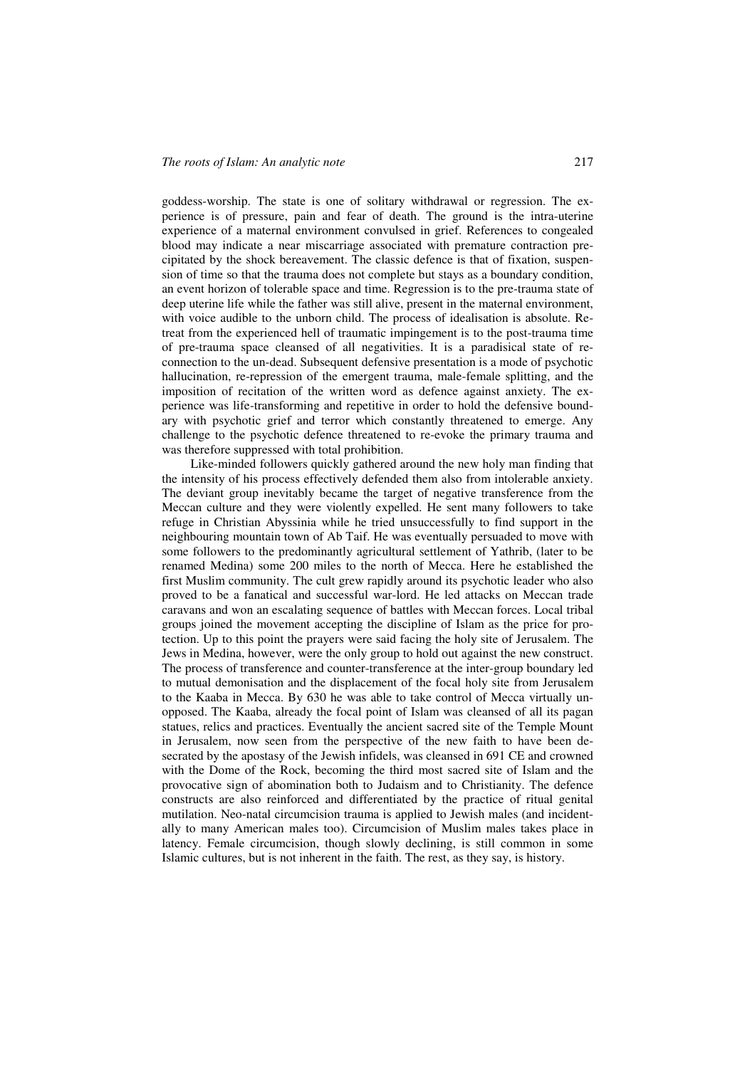goddess-worship. The state is one of solitary withdrawal or regression. The experience is of pressure, pain and fear of death. The ground is the intra-uterine experience of a maternal environment convulsed in grief. References to congealed blood may indicate a near miscarriage associated with premature contraction precipitated by the shock bereavement. The classic defence is that of fixation, suspension of time so that the trauma does not complete but stays as a boundary condition, an event horizon of tolerable space and time. Regression is to the pre-trauma state of deep uterine life while the father was still alive, present in the maternal environment, with voice audible to the unborn child. The process of idealisation is absolute. Retreat from the experienced hell of traumatic impingement is to the post-trauma time of pre-trauma space cleansed of all negativities. It is a paradisical state of reconnection to the un-dead. Subsequent defensive presentation is a mode of psychotic hallucination, re-repression of the emergent trauma, male-female splitting, and the imposition of recitation of the written word as defence against anxiety. The experience was life-transforming and repetitive in order to hold the defensive boundary with psychotic grief and terror which constantly threatened to emerge. Any challenge to the psychotic defence threatened to re-evoke the primary trauma and was therefore suppressed with total prohibition.

Like-minded followers quickly gathered around the new holy man finding that the intensity of his process effectively defended them also from intolerable anxiety. The deviant group inevitably became the target of negative transference from the Meccan culture and they were violently expelled. He sent many followers to take refuge in Christian Abyssinia while he tried unsuccessfully to find support in the neighbouring mountain town of Ab Taif. He was eventually persuaded to move with some followers to the predominantly agricultural settlement of Yathrib, (later to be renamed Medina) some 200 miles to the north of Mecca. Here he established the first Muslim community. The cult grew rapidly around its psychotic leader who also proved to be a fanatical and successful war-lord. He led attacks on Meccan trade caravans and won an escalating sequence of battles with Meccan forces. Local tribal groups joined the movement accepting the discipline of Islam as the price for protection. Up to this point the prayers were said facing the holy site of Jerusalem. The Jews in Medina, however, were the only group to hold out against the new construct. The process of transference and counter-transference at the inter-group boundary led to mutual demonisation and the displacement of the focal holy site from Jerusalem to the Kaaba in Mecca. By 630 he was able to take control of Mecca virtually unopposed. The Kaaba, already the focal point of Islam was cleansed of all its pagan statues, relics and practices. Eventually the ancient sacred site of the Temple Mount in Jerusalem, now seen from the perspective of the new faith to have been desecrated by the apostasy of the Jewish infidels, was cleansed in 691 CE and crowned with the Dome of the Rock, becoming the third most sacred site of Islam and the provocative sign of abomination both to Judaism and to Christianity. The defence constructs are also reinforced and differentiated by the practice of ritual genital mutilation. Neo-natal circumcision trauma is applied to Jewish males (and incidentally to many American males too). Circumcision of Muslim males takes place in latency. Female circumcision, though slowly declining, is still common in some Islamic cultures, but is not inherent in the faith. The rest, as they say, is history.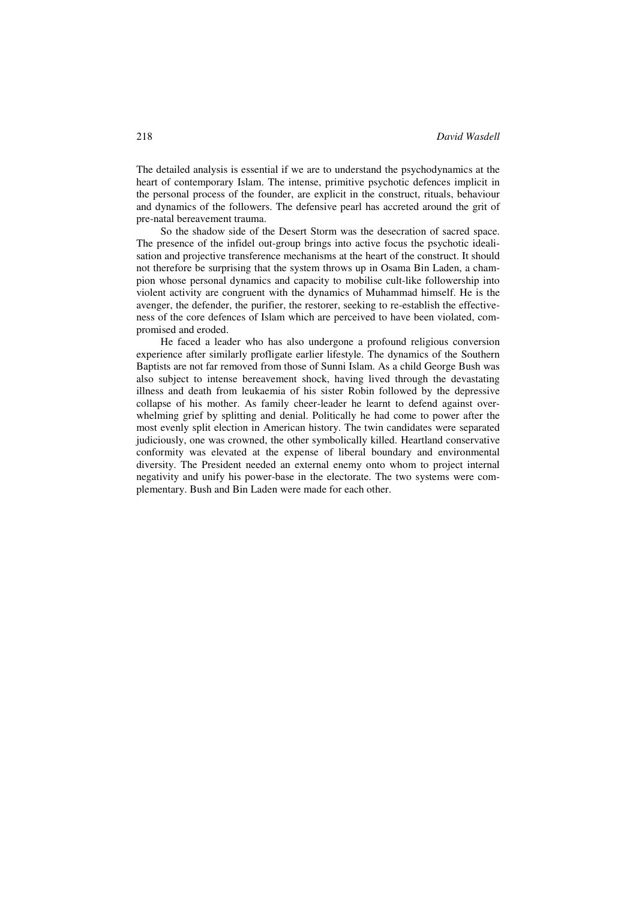The detailed analysis is essential if we are to understand the psychodynamics at the heart of contemporary Islam. The intense, primitive psychotic defences implicit in the personal process of the founder, are explicit in the construct, rituals, behaviour and dynamics of the followers. The defensive pearl has accreted around the grit of pre-natal bereavement trauma.

So the shadow side of the Desert Storm was the desecration of sacred space. The presence of the infidel out-group brings into active focus the psychotic idealisation and projective transference mechanisms at the heart of the construct. It should not therefore be surprising that the system throws up in Osama Bin Laden, a champion whose personal dynamics and capacity to mobilise cult-like followership into violent activity are congruent with the dynamics of Muhammad himself. He is the avenger, the defender, the purifier, the restorer, seeking to re-establish the effectiveness of the core defences of Islam which are perceived to have been violated, compromised and eroded.

He faced a leader who has also undergone a profound religious conversion experience after similarly profligate earlier lifestyle. The dynamics of the Southern Baptists are not far removed from those of Sunni Islam. As a child George Bush was also subject to intense bereavement shock, having lived through the devastating illness and death from leukaemia of his sister Robin followed by the depressive collapse of his mother. As family cheer-leader he learnt to defend against overwhelming grief by splitting and denial. Politically he had come to power after the most evenly split election in American history. The twin candidates were separated judiciously, one was crowned, the other symbolically killed. Heartland conservative conformity was elevated at the expense of liberal boundary and environmental diversity. The President needed an external enemy onto whom to project internal negativity and unify his power-base in the electorate. The two systems were complementary. Bush and Bin Laden were made for each other.